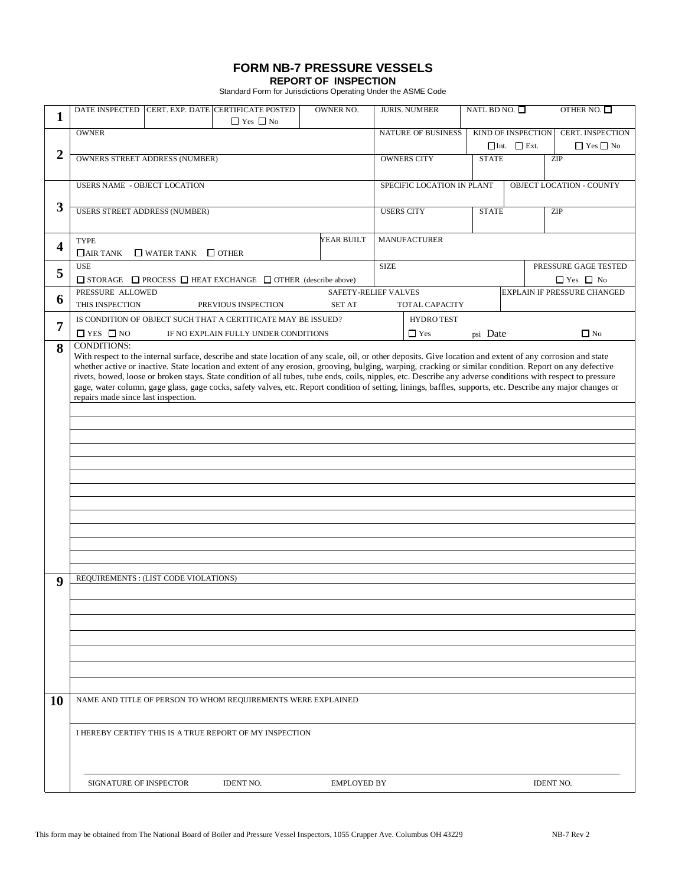# FORM NB-7 PRESSURE VESSELS

## REPORT OF INSPECTION

Standard Form for Jurisdictions Operating Under the ASME Code

| | | | | | | | |
|---|---|---|---|---|---|---|---|
| **1** | DATE INSPECTED | CERT. EXP. DATE | CERTIFICATE POSTED ☐ Yes ☐ No | OWNER NO. | JURIS. NUMBER | NATL BD NO. ☐ | OTHER NO. ☐ |
| **2** | OWNER | | | | NATURE OF BUSINESS | KIND OF INSPECTION ☐ Int. ☐ Ext. | CERT. INSPECTION ☐ Yes ☐ No |
| | OWNERS STREET ADDRESS (NUMBER) | | | | OWNERS CITY | STATE | ZIP |
| **3** | USERS NAME - OBJECT LOCATION | | | | SPECIFIC LOCATION IN PLANT | | OBJECT LOCATION - COUNTY |
| | USERS STREET ADDRESS (NUMBER) | | | | USERS CITY | STATE | ZIP |
| **4** | TYPE ☐ AIR TANK ☐ WATER TANK ☐ OTHER | | | YEAR BUILT | MANUFACTURER | | |
| **5** | USE ☐ STORAGE ☐ PROCESS ☐ HEAT EXCHANGE ☐ OTHER (describe above) | | | | SIZE | | PRESSURE GAGE TESTED ☐ Yes ☐ No |
| **6** | PRESSURE ALLOWED THIS INSPECTION | PREVIOUS INSPECTION | | SAFETY-RELIEF VALVES SET AT | TOTAL CAPACITY | | EXPLAIN IF PRESSURE CHANGED |
| **7** | IS CONDITION OF OBJECT SUCH THAT A CERTITICATE MAY BE ISSUED? ☐ YES ☐ NO IF NO EXPLAIN FULLY UNDER CONDITIONS | | | | HYDRO TEST ☐ Yes | psi Date | ☐ No |

**8** CONDITIONS:

With respect to the internal surface, describe and state location of any scale, oil, or other deposits. Give location and extent of any corrosion and state whether active or inactive. State location and extent of any erosion, grooving, bulging, warping, cracking or similar condition. Report on any defective rivets, bowed, loose or broken stays. State condition of all tubes, tube ends, coils, nipples, etc. Describe any adverse conditions with respect to pressure gage, water column, gage glass, gage cocks, safety valves, etc. Report condition of setting, linings, baffles, supports, etc. Describe any major changes or repairs made since last inspection.

**9** REQUIREMENTS : (LIST CODE VIOLATIONS)

**10** NAME AND TITLE OF PERSON TO WHOM REQUIREMENTS WERE EXPLAINED

I HEREBY CERTIFY THIS IS A TRUE REPORT OF MY INSPECTION

| SIGNATURE OF INSPECTOR | IDENT NO. | EMPLOYED BY | IDENT NO. |
|---|---|---|---|

This form may be obtained from The National Board of Boiler and Pressure Vessel Inspectors, 1055 Crupper Ave. Columbus OH 43229 NB-7 Rev 2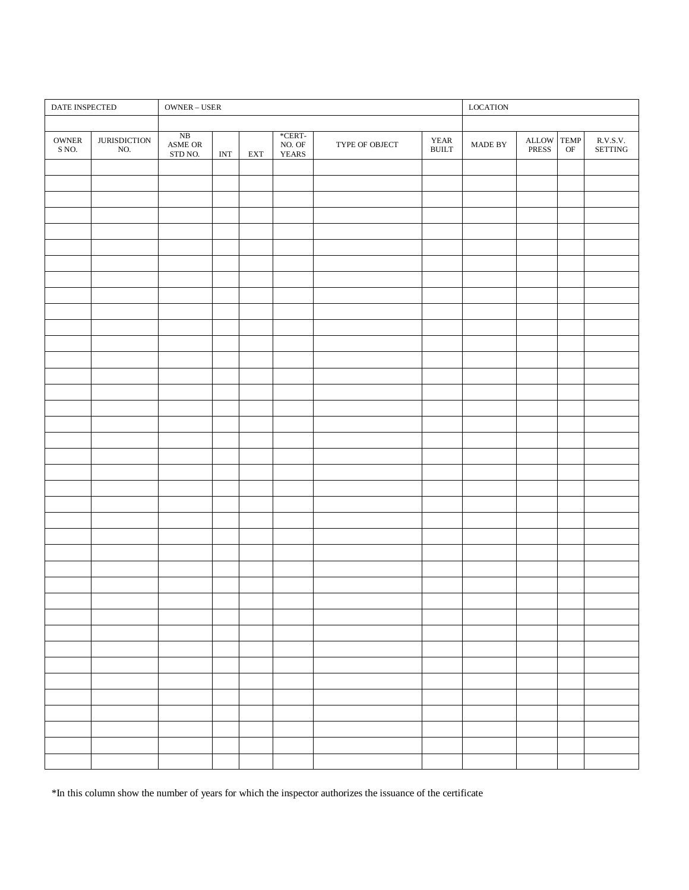| DATE INSPECTED | | OWNER – USER | | | | | | LOCATION | | | |
|---|---|---|---|---|---|---|---|---|---|---|---|
| | | | | | | | | | | | |
| OWNER S NO. | JURISDICTION NO. | NB ASME OR STD NO. | INT | EXT | *CERT- NO. OF YEARS | TYPE OF OBJECT | YEAR BUILT | MADE BY | ALLOW PRESS | TEMP OF | R.V.S.V. SETTING |
| | | | | | | | | | | | |
| | | | | | | | | | | | |
| | | | | | | | | | | | |
| | | | | | | | | | | | |
| | | | | | | | | | | | |
| | | | | | | | | | | | |
| | | | | | | | | | | | |
| | | | | | | | | | | | |
| | | | | | | | | | | | |
| | | | | | | | | | | | |
| | | | | | | | | | | | |
| | | | | | | | | | | | |
| | | | | | | | | | | | |
| | | | | | | | | | | | |
| | | | | | | | | | | | |
| | | | | | | | | | | | |
| | | | | | | | | | | | |
| | | | | | | | | | | | |
| | | | | | | | | | | | |
| | | | | | | | | | | | |
| | | | | | | | | | | | |
| | | | | | | | | | | | |
| | | | | | | | | | | | |
| | | | | | | | | | | | |
| | | | | | | | | | | | |
| | | | | | | | | | | | |
| | | | | | | | | | | | |
| | | | | | | | | | | | |
| | | | | | | | | | | | |
| | | | | | | | | | | | |
| | | | | | | | | | | | |
| | | | | | | | | | | | |
| | | | | | | | | | | | |
| | | | | | | | | | | | |
| | | | | | | | | | | | |
| | | | | | | | | | | | |
| | | | | | | | | | | | |

*In this column show the number of years for which the inspector authorizes the issuance of the certificate